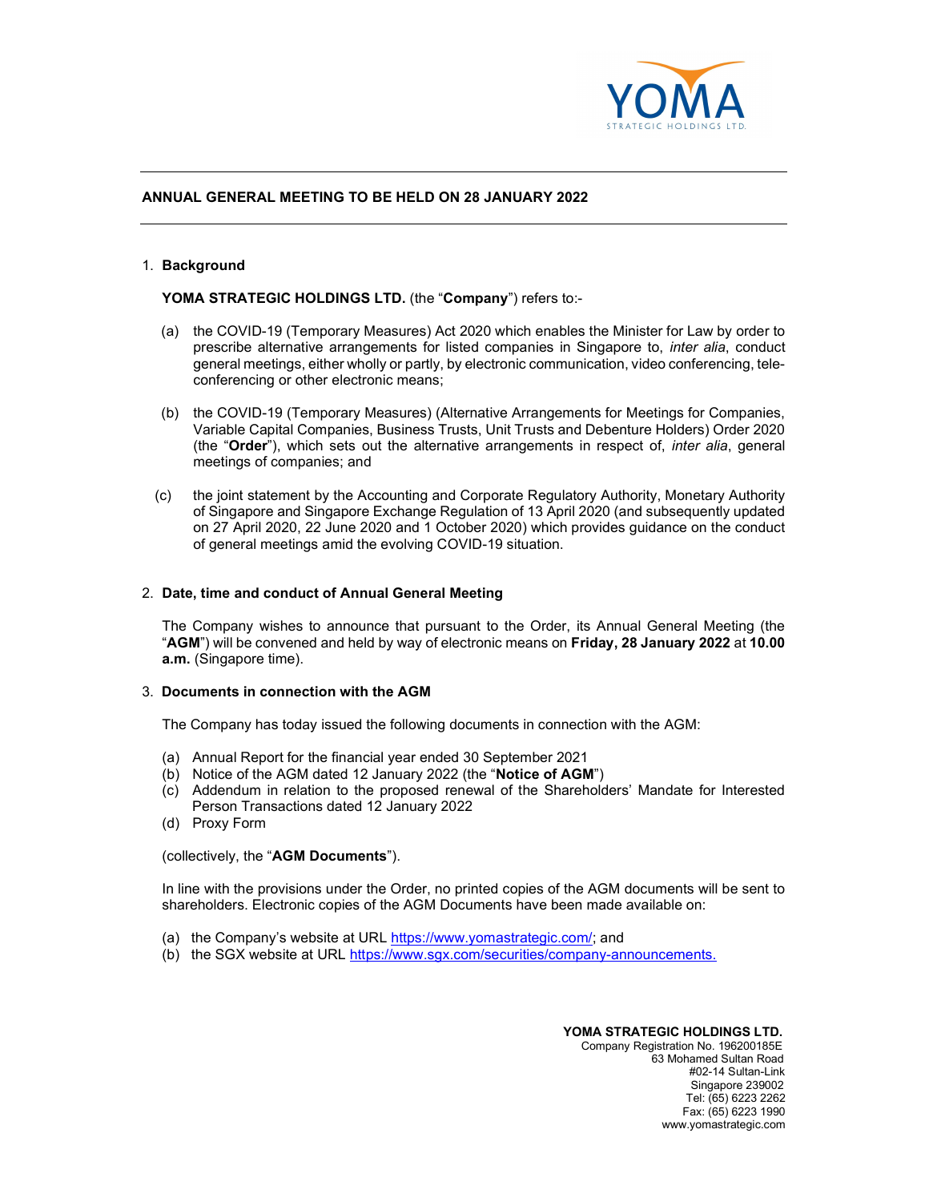# ANNUAL GENERAL MEETING TO BE HELD ON 28 JANUARY 2022

1. **Background**

   **YOMA STRATEGIC HOLDINGS LTD.** (the "**Company**") refers to:-

   (a) the COVID-19 (Temporary Measures) Act 2020 which enables the Minister for Law by order to prescribe alternative arrangements for listed companies in Singapore to, *inter alia*, conduct general meetings, either wholly or partly, by electronic communication, video conferencing, tele-conferencing or other electronic means;

   (b) the COVID-19 (Temporary Measures) (Alternative Arrangements for Meetings for Companies, Variable Capital Companies, Business Trusts, Unit Trusts and Debenture Holders) Order 2020 (the "**Order**"), which sets out the alternative arrangements in respect of, *inter alia*, general meetings of companies; and

   (c) the joint statement by the Accounting and Corporate Regulatory Authority, Monetary Authority of Singapore and Singapore Exchange Regulation of 13 April 2020 (and subsequently updated on 27 April 2020, 22 June 2020 and 1 October 2020) which provides guidance on the conduct of general meetings amid the evolving COVID-19 situation.

2. **Date, time and conduct of Annual General Meeting**

   The Company wishes to announce that pursuant to the Order, its Annual General Meeting (the "**AGM**") will be convened and held by way of electronic means on **Friday, 28 January 2022** at **10.00 a.m.** (Singapore time).

3. **Documents in connection with the AGM**

   The Company has today issued the following documents in connection with the AGM:

   (a) Annual Report for the financial year ended 30 September 2021
   (b) Notice of the AGM dated 12 January 2022 (the "**Notice of AGM**")
   (c) Addendum in relation to the proposed renewal of the Shareholders' Mandate for Interested Person Transactions dated 12 January 2022
   (d) Proxy Form

   (collectively, the "**AGM Documents**").

   In line with the provisions under the Order, no printed copies of the AGM documents will be sent to shareholders. Electronic copies of the AGM Documents have been made available on:

   (a) the Company's website at URL https://www.yomastrategic.com/; and
   (b) the SGX website at URL https://www.sgx.com/securities/company-announcements.

**YOMA STRATEGIC HOLDINGS LTD.**
Company Registration No. 196200185E
63 Mohamed Sultan Road
#02-14 Sultan-Link
Singapore 239002
Tel: (65) 6223 2262
Fax: (65) 6223 1990
www.yomastrategic.com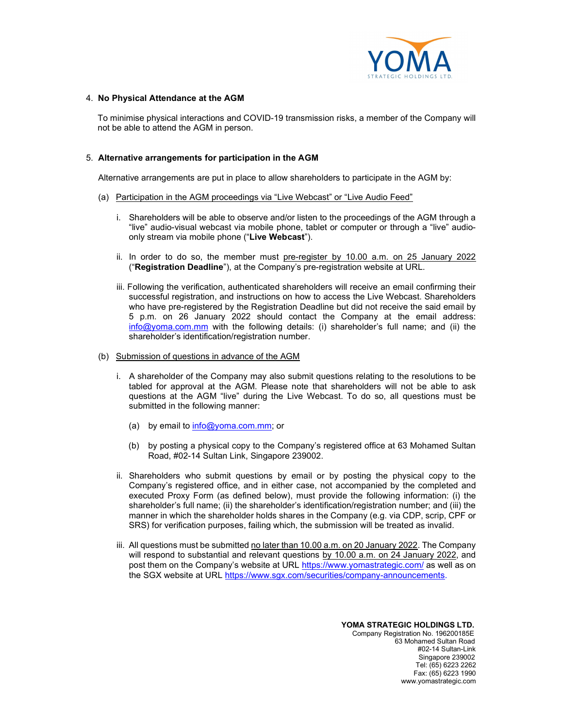4. **No Physical Attendance at the AGM**

   To minimise physical interactions and COVID-19 transmission risks, a member of the Company will not be able to attend the AGM in person.

5. **Alternative arrangements for participation in the AGM**

   Alternative arrangements are put in place to allow shareholders to participate in the AGM by:

   (a) Participation in the AGM proceedings via "Live Webcast" or "Live Audio Feed"

   i. Shareholders will be able to observe and/or listen to the proceedings of the AGM through a "live" audio-visual webcast via mobile phone, tablet or computer or through a "live" audio-only stream via mobile phone ("**Live Webcast**").

   ii. In order to do so, the member must pre-register by 10.00 a.m. on 25 January 2022 ("**Registration Deadline**"), at the Company's pre-registration website at URL.

   iii. Following the verification, authenticated shareholders will receive an email confirming their successful registration, and instructions on how to access the Live Webcast. Shareholders who have pre-registered by the Registration Deadline but did not receive the said email by 5 p.m. on 26 January 2022 should contact the Company at the email address: info@yoma.com.mm with the following details: (i) shareholder's full name; and (ii) the shareholder's identification/registration number.

   (b) Submission of questions in advance of the AGM

   i. A shareholder of the Company may also submit questions relating to the resolutions to be tabled for approval at the AGM. Please note that shareholders will not be able to ask questions at the AGM "live" during the Live Webcast. To do so, all questions must be submitted in the following manner:

      (a) by email to info@yoma.com.mm; or

      (b) by posting a physical copy to the Company's registered office at 63 Mohamed Sultan Road, #02-14 Sultan Link, Singapore 239002.

   ii. Shareholders who submit questions by email or by posting the physical copy to the Company's registered office, and in either case, not accompanied by the completed and executed Proxy Form (as defined below), must provide the following information: (i) the shareholder's full name; (ii) the shareholder's identification/registration number; and (iii) the manner in which the shareholder holds shares in the Company (e.g. via CDP, scrip, CPF or SRS) for verification purposes, failing which, the submission will be treated as invalid.

   iii. All questions must be submitted no later than 10.00 a.m. on 20 January 2022. The Company will respond to substantial and relevant questions by 10.00 a.m. on 24 January 2022, and post them on the Company's website at URL https://www.yomastrategic.com/ as well as on the SGX website at URL https://www.sgx.com/securities/company-announcements.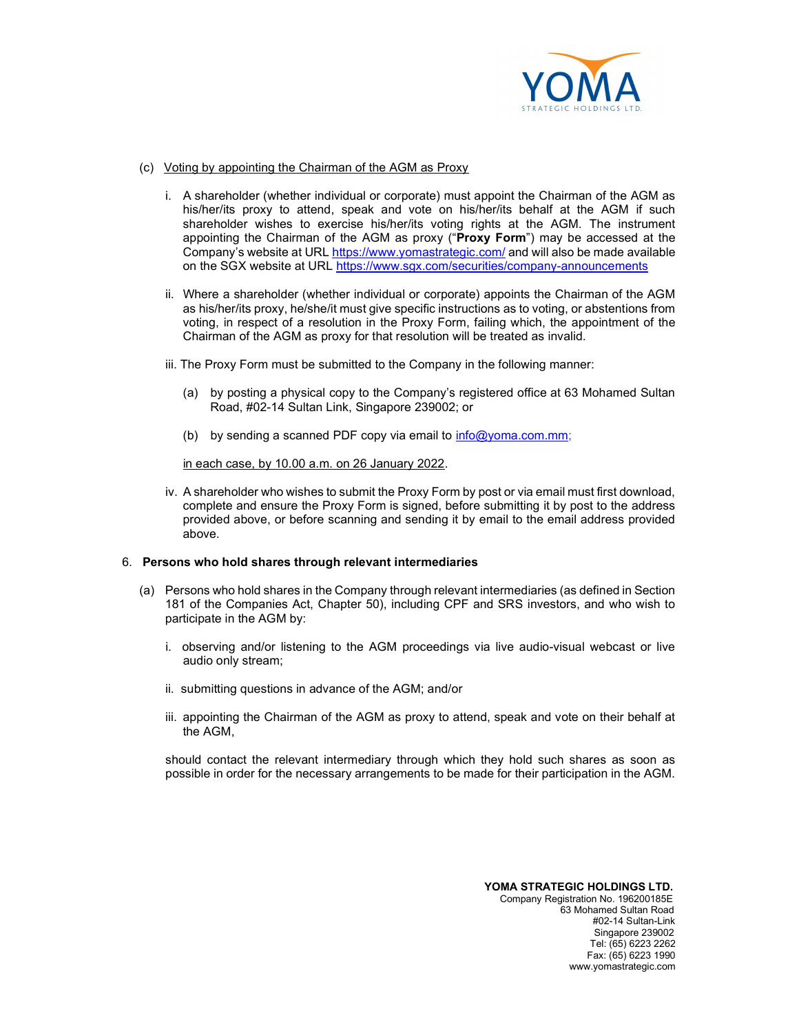(c) Voting by appointing the Chairman of the AGM as Proxy

i. A shareholder (whether individual or corporate) must appoint the Chairman of the AGM as his/her/its proxy to attend, speak and vote on his/her/its behalf at the AGM if such shareholder wishes to exercise his/her/its voting rights at the AGM. The instrument appointing the Chairman of the AGM as proxy ("**Proxy Form**") may be accessed at the Company's website at URL https://www.yomastrategic.com/ and will also be made available on the SGX website at URL https://www.sgx.com/securities/company-announcements

ii. Where a shareholder (whether individual or corporate) appoints the Chairman of the AGM as his/her/its proxy, he/she/it must give specific instructions as to voting, or abstentions from voting, in respect of a resolution in the Proxy Form, failing which, the appointment of the Chairman of the AGM as proxy for that resolution will be treated as invalid.

iii. The Proxy Form must be submitted to the Company in the following manner:

(a) by posting a physical copy to the Company's registered office at 63 Mohamed Sultan Road, #02-14 Sultan Link, Singapore 239002; or

(b) by sending a scanned PDF copy via email to info@yoma.com.mm;

in each case, by 10.00 a.m. on 26 January 2022.

iv. A shareholder who wishes to submit the Proxy Form by post or via email must first download, complete and ensure the Proxy Form is signed, before submitting it by post to the address provided above, or before scanning and sending it by email to the email address provided above.

6. **Persons who hold shares through relevant intermediaries**

(a) Persons who hold shares in the Company through relevant intermediaries (as defined in Section 181 of the Companies Act, Chapter 50), including CPF and SRS investors, and who wish to participate in the AGM by:

i. observing and/or listening to the AGM proceedings via live audio-visual webcast or live audio only stream;

ii. submitting questions in advance of the AGM; and/or

iii. appointing the Chairman of the AGM as proxy to attend, speak and vote on their behalf at the AGM,

should contact the relevant intermediary through which they hold such shares as soon as possible in order for the necessary arrangements to be made for their participation in the AGM.

**YOMA STRATEGIC HOLDINGS LTD.**
Company Registration No. 196200185E
63 Mohamed Sultan Road
#02-14 Sultan-Link
Singapore 239002
Tel: (65) 6223 2262
Fax: (65) 6223 1990
www.yomastrategic.com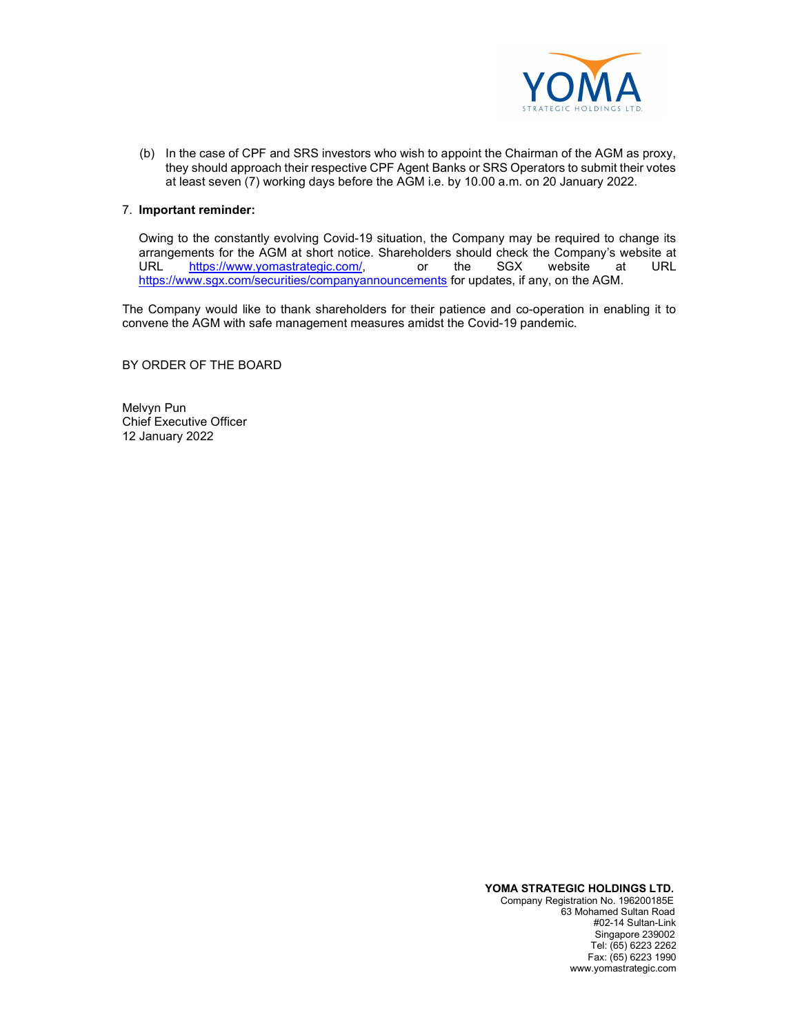(b) In the case of CPF and SRS investors who wish to appoint the Chairman of the AGM as proxy, they should approach their respective CPF Agent Banks or SRS Operators to submit their votes at least seven (7) working days before the AGM i.e. by 10.00 a.m. on 20 January 2022.

7. **Important reminder:**

   Owing to the constantly evolving Covid-19 situation, the Company may be required to change its arrangements for the AGM at short notice. Shareholders should check the Company's website at URL https://www.yomastrategic.com/, or the SGX website at URL https://www.sgx.com/securities/companyannouncements for updates, if any, on the AGM.

The Company would like to thank shareholders for their patience and co-operation in enabling it to convene the AGM with safe management measures amidst the Covid-19 pandemic.

BY ORDER OF THE BOARD

Melvyn Pun
Chief Executive Officer
12 January 2022

**YOMA STRATEGIC HOLDINGS LTD.**
Company Registration No. 196200185E
63 Mohamed Sultan Road
#02-14 Sultan-Link
Singapore 239002
Tel: (65) 6223 2262
Fax: (65) 6223 1990
www.yomastrategic.com